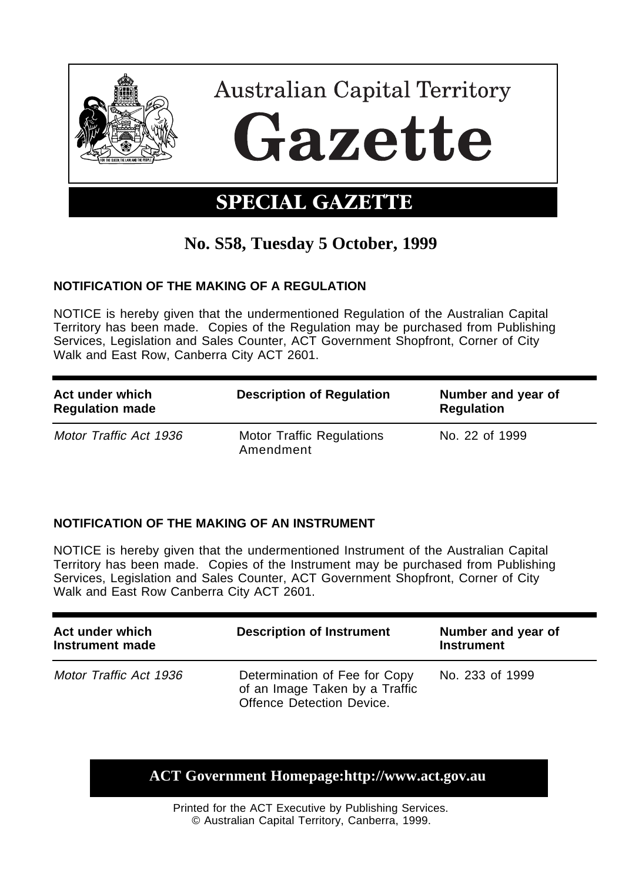# Australian Capital Territory

# Gazette

## SPECIAL GAZETTE

### No. S58, Tuesday 5 October, 1999

**NOTIFICATION OF THE MAKING OF A REGULATION**

NOTICE is hereby given that the undermentioned Regulation of the Australian Capital Territory has been made. Copies of the Regulation may be purchased from Publishing Services, Legislation and Sales Counter, ACT Government Shopfront, Corner of City Walk and East Row, Canberra City ACT 2601.

| Act under which Regulation made | Description of Regulation | Number and year of Regulation |
|---|---|---|
| *Motor Traffic Act 1936* | Motor Traffic Regulations Amendment | No. 22 of 1999 |

**NOTIFICATION OF THE MAKING OF AN INSTRUMENT**

NOTICE is hereby given that the undermentioned Instrument of the Australian Capital Territory has been made. Copies of the Instrument may be purchased from Publishing Services, Legislation and Sales Counter, ACT Government Shopfront, Corner of City Walk and East Row Canberra City ACT 2601.

| Act under which Instrument made | Description of Instrument | Number and year of Instrument |
|---|---|---|
| *Motor Traffic Act 1936* | Determination of Fee for Copy of an Image Taken by a Traffic Offence Detection Device. | No. 233 of 1999 |

**ACT Government Homepage:http://www.act.gov.au**

Printed for the ACT Executive by Publishing Services.
© Australian Capital Territory, Canberra, 1999.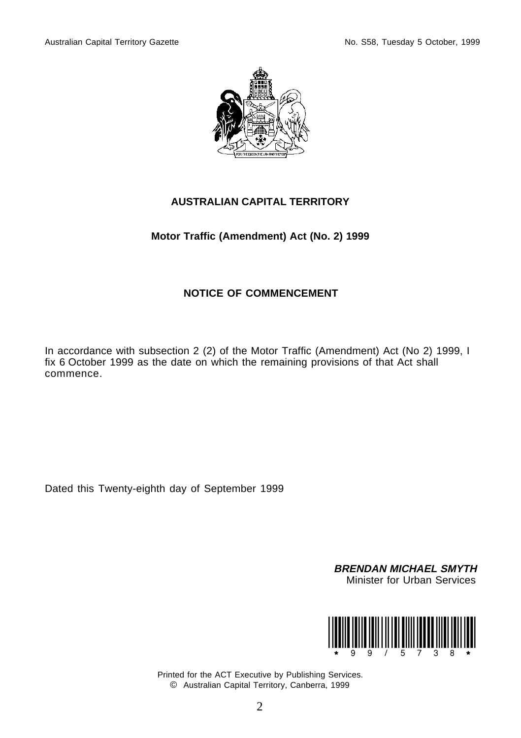# AUSTRALIAN CAPITAL TERRITORY

## Motor Traffic (Amendment) Act (No. 2) 1999

## NOTICE OF COMMENCEMENT

In accordance with subsection 2 (2) of the Motor Traffic (Amendment) Act (No 2) 1999, I fix 6 October 1999 as the date on which the remaining provisions of that Act shall commence.

Dated this Twenty-eighth day of September 1999

***BRENDAN MICHAEL SMYTH***
Minister for Urban Services

*99/5738*

Printed for the ACT Executive by Publishing Services.
© Australian Capital Territory, Canberra, 1999